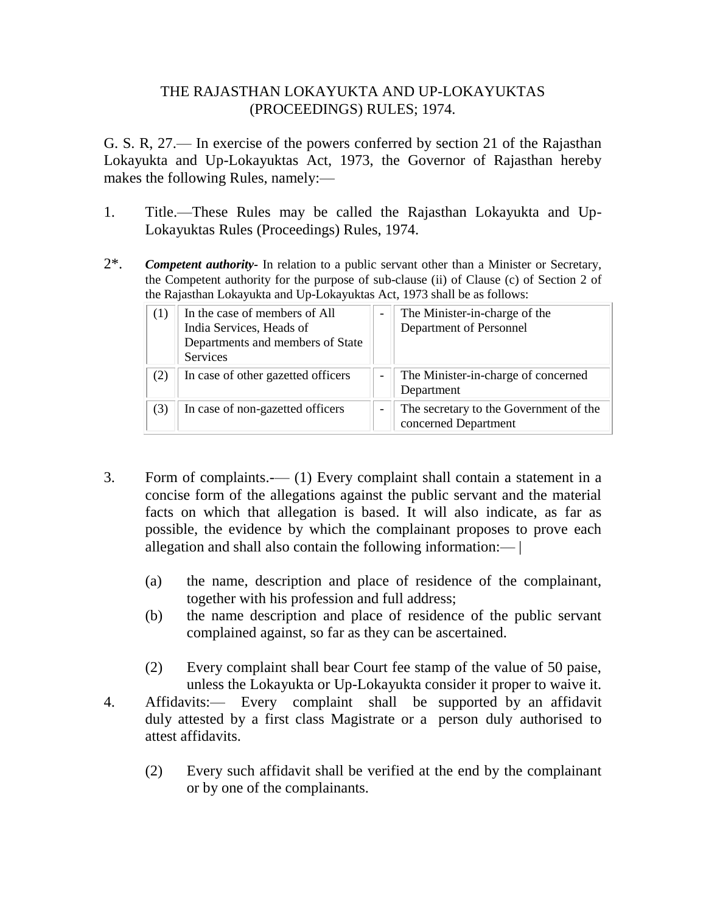# THE RAJASTHAN LOKAYUKTA AND UP-LOKAYUKTAS (PROCEEDINGS) RULES; 1974.

G. S. R, 27.— In exercise of the powers conferred by section 21 of the Rajasthan Lokayukta and Up-Lokayuktas Act, 1973, the Governor of Rajasthan hereby makes the following Rules, namely:—

1. Title.—These Rules may be called the Rajasthan Lokayukta and Up-Lokayuktas Rules (Proceedings) Rules, 1974.

2*. ***Competent authority***- In relation to a public servant other than a Minister or Secretary, the Competent authority for the purpose of sub-clause (ii) of Clause (c) of Section 2 of the Rajasthan Lokayukta and Up-Lokayuktas Act, 1973 shall be as follows:

| | | | |
|---|---|---|---|
| (1) | In the case of members of All India Services, Heads of Departments and members of State Services | - | The Minister-in-charge of the Department of Personnel |
| (2) | In case of other gazetted officers | - | The Minister-in-charge of concerned Department |
| (3) | In case of non-gazetted officers | - | The secretary to the Government of the concerned Department |

3. Form of complaints.-— (1) Every complaint shall contain a statement in a concise form of the allegations against the public servant and the material facts on which that allegation is based. It will also indicate, as far as possible, the evidence by which the complainant proposes to prove each allegation and shall also contain the following information:— |

   (a) the name, description and place of residence of the complainant, together with his profession and full address;

   (b) the name description and place of residence of the public servant complained against, so far as they can be ascertained.

   (2) Every complaint shall bear Court fee stamp of the value of 50 paise, unless the Lokayukta or Up-Lokayukta consider it proper to waive it.

4. Affidavits:— Every complaint shall be supported by an affidavit duly attested by a first class Magistrate or a person duly authorised to attest affidavits.

   (2) Every such affidavit shall be verified at the end by the complainant or by one of the complainants.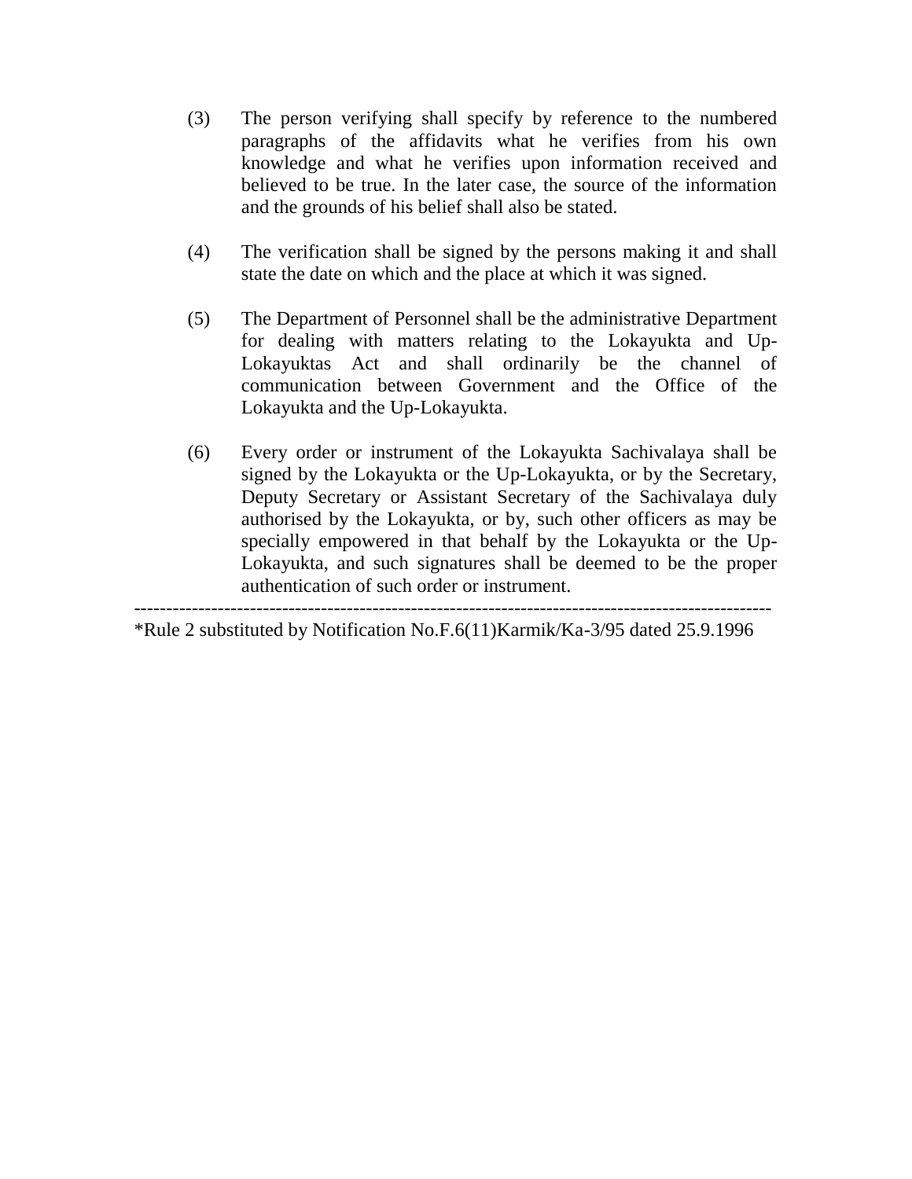(3) The person verifying shall specify by reference to the numbered paragraphs of the affidavits what he verifies from his own knowledge and what he verifies upon information received and believed to be true. In the later case, the source of the information and the grounds of his belief shall also be stated.

(4) The verification shall be signed by the persons making it and shall state the date on which and the place at which it was signed.

(5) The Department of Personnel shall be the administrative Department for dealing with matters relating to the Lokayukta and Up-Lokayuktas Act and shall ordinarily be the channel of communication between Government and the Office of the Lokayukta and the Up-Lokayukta.

(6) Every order or instrument of the Lokayukta Sachivalaya shall be signed by the Lokayukta or the Up-Lokayukta, or by the Secretary, Deputy Secretary or Assistant Secretary of the Sachivalaya duly authorised by the Lokayukta, or by, such other officers as may be specially empowered in that behalf by the Lokayukta or the Up-Lokayukta, and such signatures shall be deemed to be the proper authentication of such order or instrument.

---

*Rule 2 substituted by Notification No.F.6(11)Karmik/Ka-3/95 dated 25.9.1996